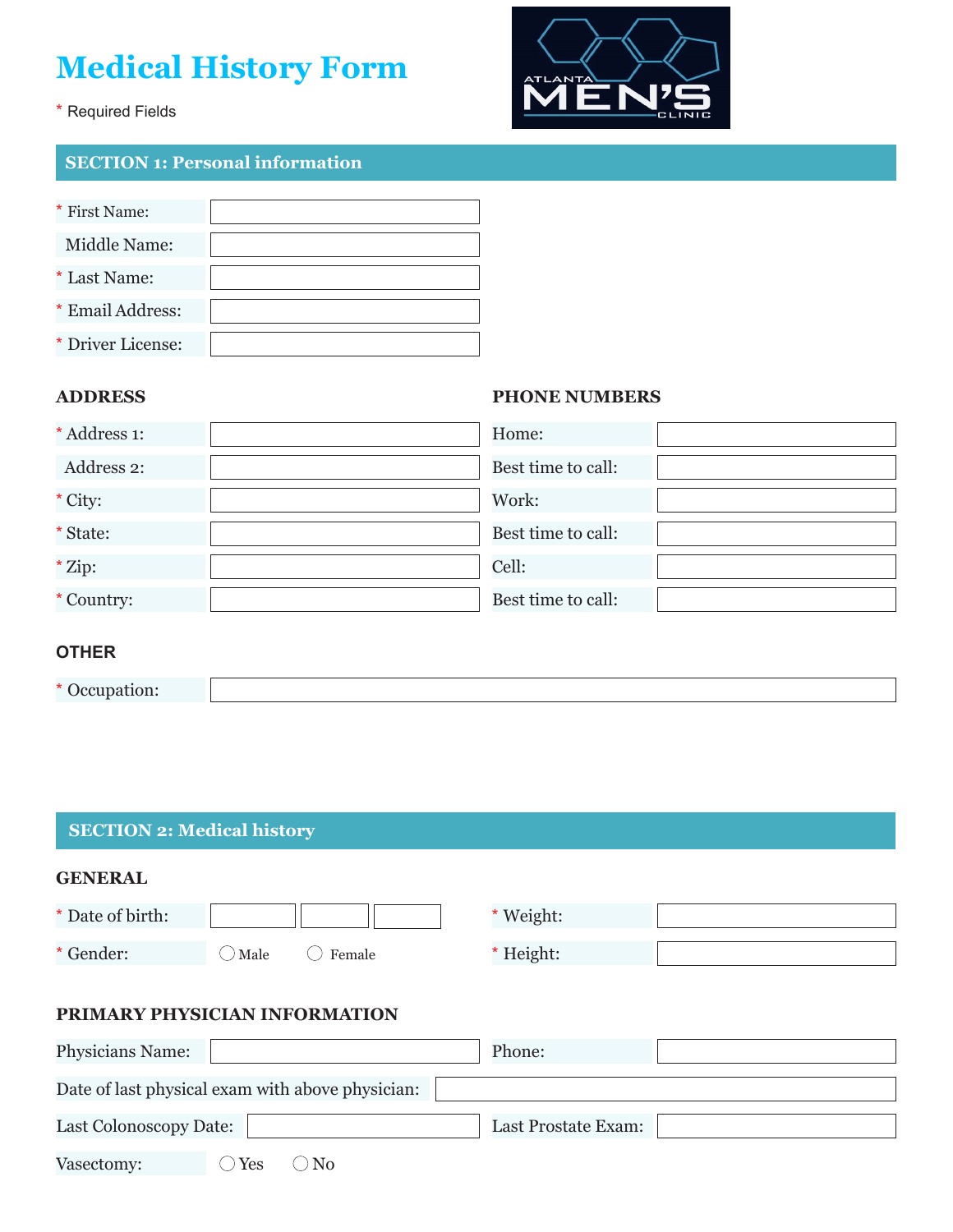# Medical History Form

\* Required Fields

## SECTION 1: Personal information

\* First Name:

Middle Name:

\* Last Name:

\* Email Address:

\* Driver License:

### ADDRESS

\* Address 1:

Address 2:

\* City:

\* State:

\* Zip:

\* Country:

### PHONE NUMBERS

Home:

Best time to call:

Work:

Best time to call:

Cell:

Best time to call:

### OTHER

\* Occupation:

## SECTION 2: Medical history

### GENERAL

\* Date of birth:

\* Weight:

\* Gender: ◯ Male ◯ Female

\* Height:

### PRIMARY PHYSICIAN INFORMATION

Physicians Name:

Phone:

Date of last physical exam with above physician:

Last Colonoscopy Date:

Last Prostate Exam:

Vasectomy: ◯ Yes ◯ No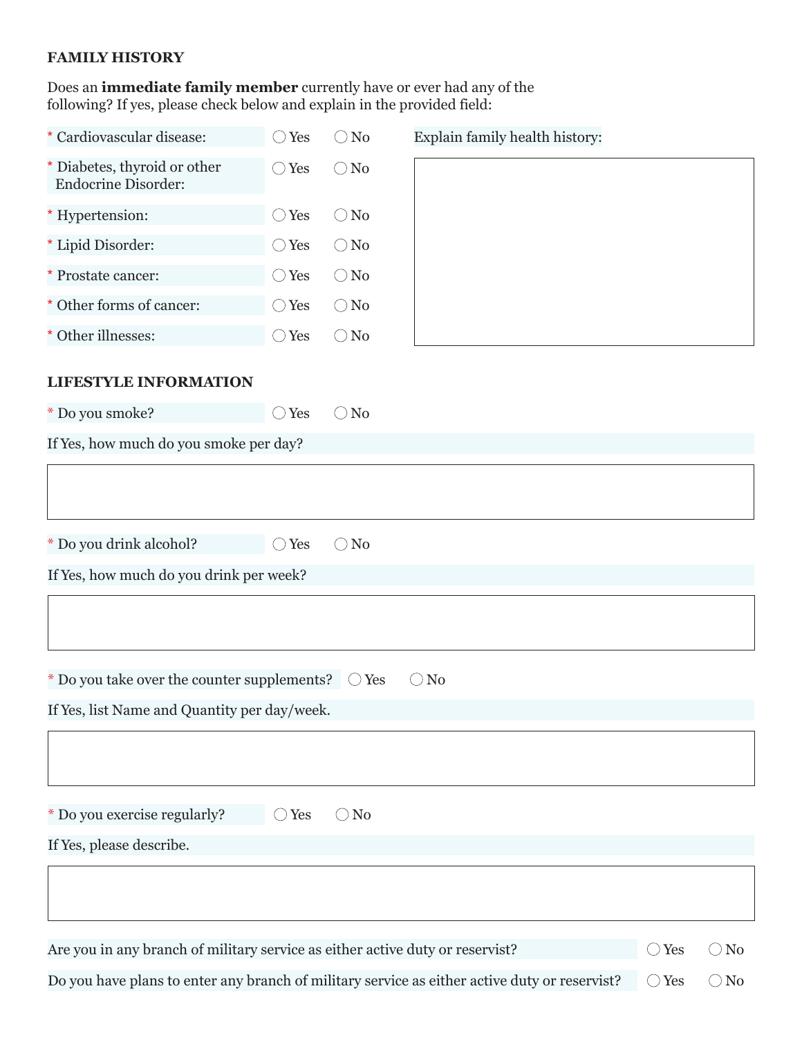## FAMILY HISTORY

Does an **immediate family member** currently have or ever had any of the following? If yes, please check below and explain in the provided field:

| | Yes | No |
|---|---|---|
| * Cardiovascular disease: | ◯ Yes | ◯ No |
| * Diabetes, thyroid or other Endocrine Disorder: | ◯ Yes | ◯ No |
| * Hypertension: | ◯ Yes | ◯ No |
| * Lipid Disorder: | ◯ Yes | ◯ No |
| * Prostate cancer: | ◯ Yes | ◯ No |
| * Other forms of cancer: | ◯ Yes | ◯ No |
| * Other illnesses: | ◯ Yes | ◯ No |

Explain family health history:

## LIFESTYLE INFORMATION

* Do you smoke? ◯ Yes ◯ No

If Yes, how much do you smoke per day?

* Do you drink alcohol? ◯ Yes ◯ No

If Yes, how much do you drink per week?

* Do you take over the counter supplements? ◯ Yes ◯ No

If Yes, list Name and Quantity per day/week.

* Do you exercise regularly? ◯ Yes ◯ No

If Yes, please describe.

Are you in any branch of military service as either active duty or reservist? ◯ Yes ◯ No

Do you have plans to enter any branch of military service as either active duty or reservist? ◯ Yes ◯ No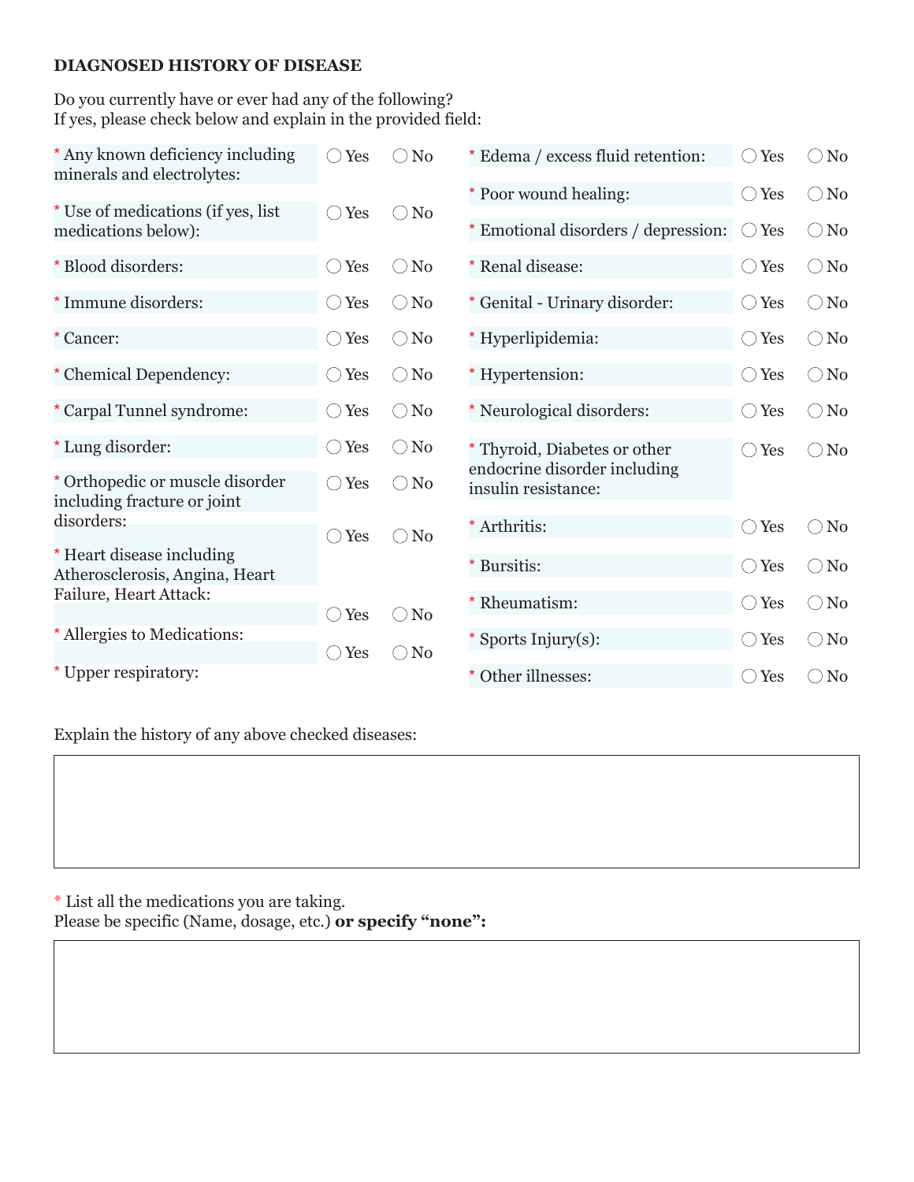**DIAGNOSED HISTORY OF DISEASE**

Do you currently have or ever had any of the following?
If yes, please check below and explain in the provided field:

| Condition | Yes | No |
|---|---|---|
| * Any known deficiency including minerals and electrolytes: | ◯ Yes | ◯ No |
| * Use of medications (if yes, list medications below): | ◯ Yes | ◯ No |
| * Blood disorders: | ◯ Yes | ◯ No |
| * Immune disorders: | ◯ Yes | ◯ No |
| * Cancer: | ◯ Yes | ◯ No |
| * Chemical Dependency: | ◯ Yes | ◯ No |
| * Carpal Tunnel syndrome: | ◯ Yes | ◯ No |
| * Lung disorder: | ◯ Yes | ◯ No |
| * Orthopedic or muscle disorder including fracture or joint disorders: | ◯ Yes | ◯ No |
| * Heart disease including Atherosclerosis, Angina, Heart Failure, Heart Attack: | ◯ Yes | ◯ No |
| * Allergies to Medications: | ◯ Yes | ◯ No |
| * Upper respiratory: | ◯ Yes | ◯ No |
| * Edema / excess fluid retention: | ◯ Yes | ◯ No |
| * Poor wound healing: | ◯ Yes | ◯ No |
| * Emotional disorders / depression: | ◯ Yes | ◯ No |
| * Renal disease: | ◯ Yes | ◯ No |
| * Genital - Urinary disorder: | ◯ Yes | ◯ No |
| * Hyperlipidemia: | ◯ Yes | ◯ No |
| * Hypertension: | ◯ Yes | ◯ No |
| * Neurological disorders: | ◯ Yes | ◯ No |
| * Thyroid, Diabetes or other endocrine disorder including insulin resistance: | ◯ Yes | ◯ No |
| * Arthritis: | ◯ Yes | ◯ No |
| * Bursitis: | ◯ Yes | ◯ No |
| * Rheumatism: | ◯ Yes | ◯ No |
| * Sports Injury(s): | ◯ Yes | ◯ No |
| * Other illnesses: | ◯ Yes | ◯ No |

Explain the history of any above checked diseases:

* List all the medications you are taking.
Please be specific (Name, dosage, etc.) **or specify "none":**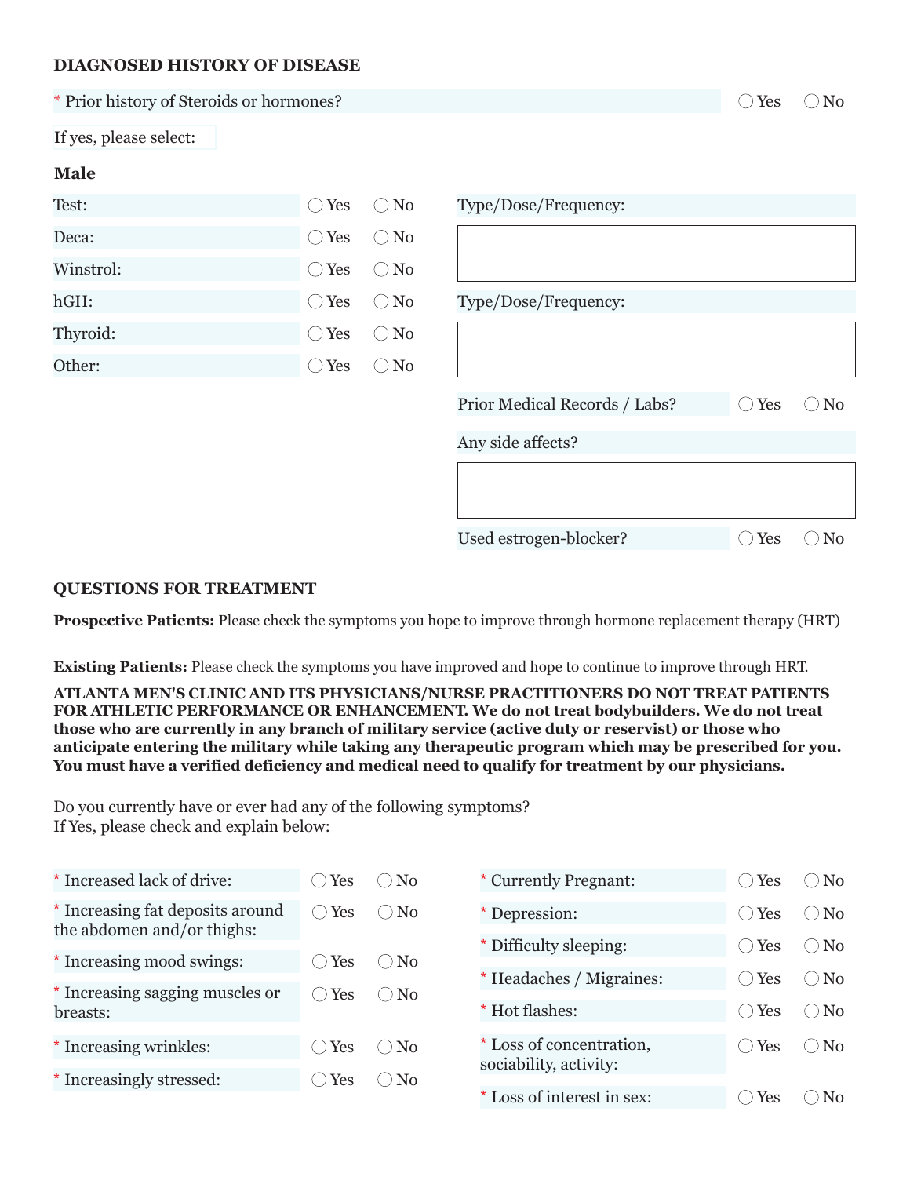## DIAGNOSED HISTORY OF DISEASE

\* Prior history of Steroids or hormones? ◯ Yes ◯ No

If yes, please select:

### Male

| | | |
|---|---|---|
| Test: | ◯ Yes | ◯ No |
| Deca: | ◯ Yes | ◯ No |
| Winstrol: | ◯ Yes | ◯ No |
| hGH: | ◯ Yes | ◯ No |
| Thyroid: | ◯ Yes | ◯ No |
| Other: | ◯ Yes | ◯ No |

Type/Dose/Frequency:

Type/Dose/Frequency:

Prior Medical Records / Labs? ◯ Yes ◯ No

Any side affects?

Used estrogen-blocker? ◯ Yes ◯ No

## QUESTIONS FOR TREATMENT

**Prospective Patients:** Please check the symptoms you hope to improve through hormone replacement therapy (HRT)

**Existing Patients:** Please check the symptoms you have improved and hope to continue to improve through HRT.

**ATLANTA MEN'S CLINIC AND ITS PHYSICIANS/NURSE PRACTITIONERS DO NOT TREAT PATIENTS FOR ATHLETIC PERFORMANCE OR ENHANCEMENT. We do not treat bodybuilders. We do not treat those who are currently in any branch of military service (active duty or reservist) or those who anticipate entering the military while taking any therapeutic program which may be prescribed for you. You must have a verified deficiency and medical need to qualify for treatment by our physicians.**

Do you currently have or ever had any of the following symptoms?
If Yes, please check and explain below:

| | | |
|---|---|---|
| \* Increased lack of drive: | ◯ Yes | ◯ No |
| \* Increasing fat deposits around the abdomen and/or thighs: | ◯ Yes | ◯ No |
| \* Increasing mood swings: | ◯ Yes | ◯ No |
| \* Increasing sagging muscles or breasts: | ◯ Yes | ◯ No |
| \* Increasing wrinkles: | ◯ Yes | ◯ No |
| \* Increasingly stressed: | ◯ Yes | ◯ No |
| \* Currently Pregnant: | ◯ Yes | ◯ No |
| \* Depression: | ◯ Yes | ◯ No |
| \* Difficulty sleeping: | ◯ Yes | ◯ No |
| \* Headaches / Migraines: | ◯ Yes | ◯ No |
| \* Hot flashes: | ◯ Yes | ◯ No |
| \* Loss of concentration, sociability, activity: | ◯ Yes | ◯ No |
| \* Loss of interest in sex: | ◯ Yes | ◯ No |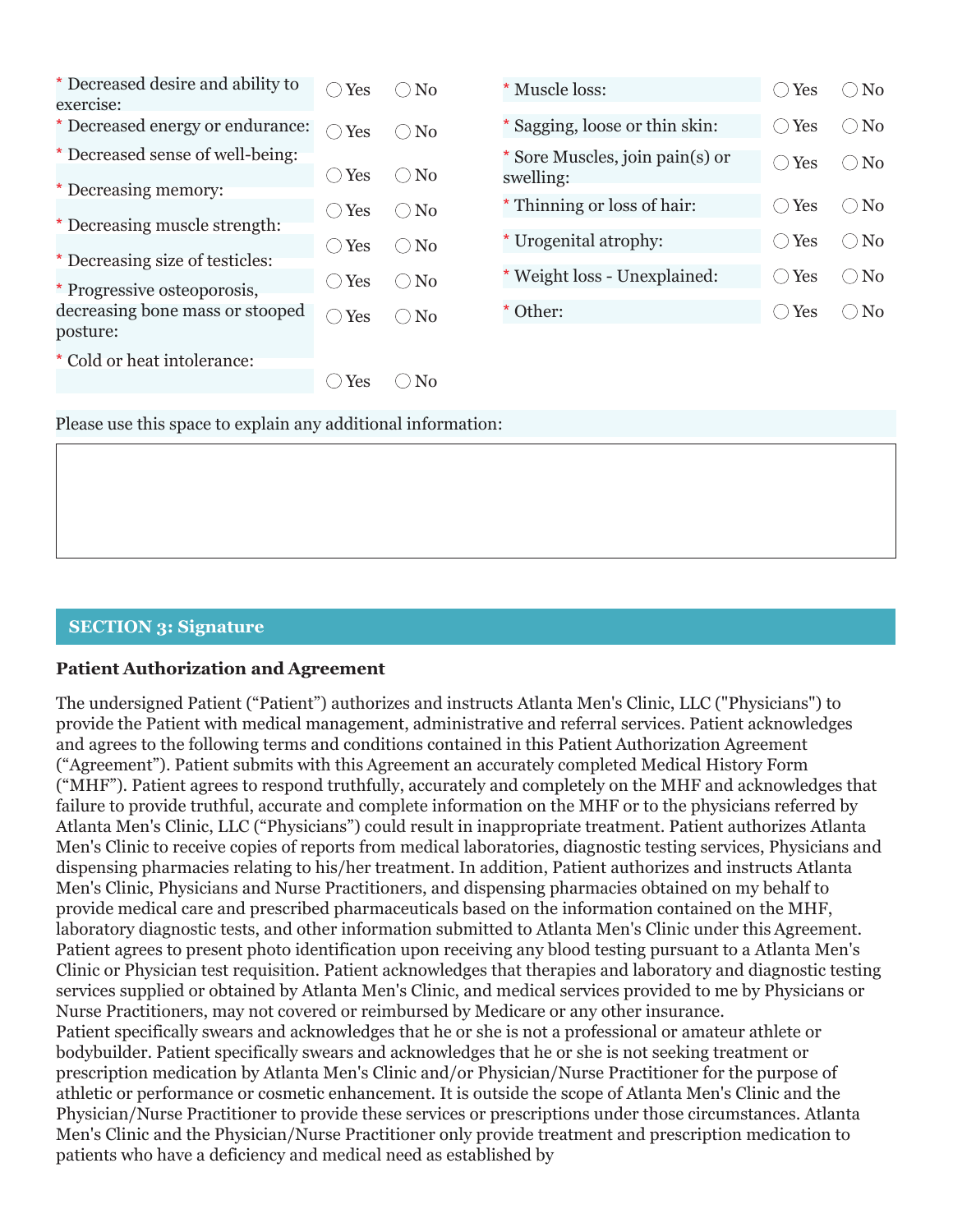| Symptom | Yes | No |
|---|---|---|
| * Decreased desire and ability to exercise: | ◯ Yes | ◯ No |
| * Decreased energy or endurance: | ◯ Yes | ◯ No |
| * Decreased sense of well-being: | ◯ Yes | ◯ No |
| * Decreasing memory: | ◯ Yes | ◯ No |
| * Decreasing muscle strength: | ◯ Yes | ◯ No |
| * Decreasing size of testicles: | ◯ Yes | ◯ No |
| * Progressive osteoporosis, decreasing bone mass or stooped posture: | ◯ Yes | ◯ No |
| * Cold or heat intolerance: | ◯ Yes | ◯ No |
| * Muscle loss: | ◯ Yes | ◯ No |
| * Sagging, loose or thin skin: | ◯ Yes | ◯ No |
| * Sore Muscles, join pain(s) or swelling: | ◯ Yes | ◯ No |
| * Thinning or loss of hair: | ◯ Yes | ◯ No |
| * Urogenital atrophy: | ◯ Yes | ◯ No |
| * Weight loss - Unexplained: | ◯ Yes | ◯ No |
| * Other: | ◯ Yes | ◯ No |

Please use this space to explain any additional information:

## SECTION 3: Signature

**Patient Authorization and Agreement**

The undersigned Patient ("Patient") authorizes and instructs Atlanta Men's Clinic, LLC ("Physicians") to provide the Patient with medical management, administrative and referral services. Patient acknowledges and agrees to the following terms and conditions contained in this Patient Authorization Agreement ("Agreement"). Patient submits with this Agreement an accurately completed Medical History Form ("MHF"). Patient agrees to respond truthfully, accurately and completely on the MHF and acknowledges that failure to provide truthful, accurate and complete information on the MHF or to the physicians referred by Atlanta Men's Clinic, LLC ("Physicians") could result in inappropriate treatment. Patient authorizes Atlanta Men's Clinic to receive copies of reports from medical laboratories, diagnostic testing services, Physicians and dispensing pharmacies relating to his/her treatment. In addition, Patient authorizes and instructs Atlanta Men's Clinic, Physicians and Nurse Practitioners, and dispensing pharmacies obtained on my behalf to provide medical care and prescribed pharmaceuticals based on the information contained on the MHF, laboratory diagnostic tests, and other information submitted to Atlanta Men's Clinic under this Agreement. Patient agrees to present photo identification upon receiving any blood testing pursuant to a Atlanta Men's Clinic or Physician test requisition. Patient acknowledges that therapies and laboratory and diagnostic testing services supplied or obtained by Atlanta Men's Clinic, and medical services provided to me by Physicians or Nurse Practitioners, may not covered or reimbursed by Medicare or any other insurance.
Patient specifically swears and acknowledges that he or she is not a professional or amateur athlete or bodybuilder. Patient specifically swears and acknowledges that he or she is not seeking treatment or prescription medication by Atlanta Men's Clinic and/or Physician/Nurse Practitioner for the purpose of athletic or performance or cosmetic enhancement. It is outside the scope of Atlanta Men's Clinic and the Physician/Nurse Practitioner to provide these services or prescriptions under those circumstances. Atlanta Men's Clinic and the Physician/Nurse Practitioner only provide treatment and prescription medication to patients who have a deficiency and medical need as established by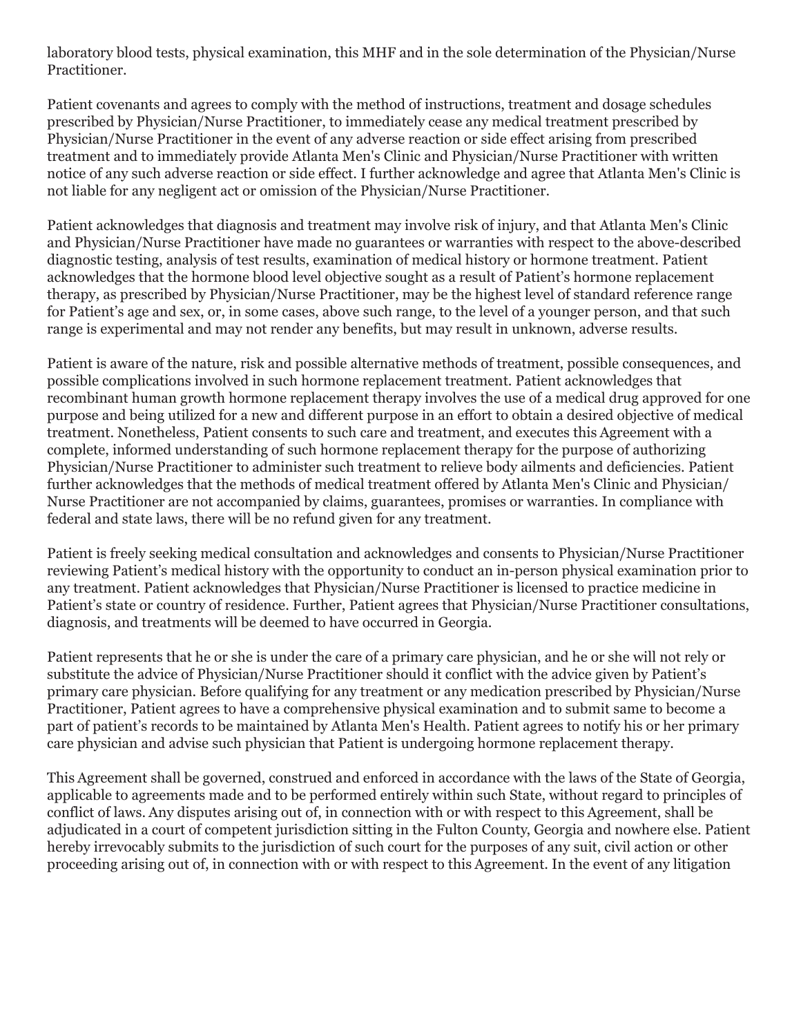laboratory blood tests, physical examination, this MHF and in the sole determination of the Physician/Nurse Practitioner.

Patient covenants and agrees to comply with the method of instructions, treatment and dosage schedules prescribed by Physician/Nurse Practitioner, to immediately cease any medical treatment prescribed by Physician/Nurse Practitioner in the event of any adverse reaction or side effect arising from prescribed treatment and to immediately provide Atlanta Men's Clinic and Physician/Nurse Practitioner with written notice of any such adverse reaction or side effect. I further acknowledge and agree that Atlanta Men's Clinic is not liable for any negligent act or omission of the Physician/Nurse Practitioner.

Patient acknowledges that diagnosis and treatment may involve risk of injury, and that Atlanta Men's Clinic and Physician/Nurse Practitioner have made no guarantees or warranties with respect to the above-described diagnostic testing, analysis of test results, examination of medical history or hormone treatment. Patient acknowledges that the hormone blood level objective sought as a result of Patient's hormone replacement therapy, as prescribed by Physician/Nurse Practitioner, may be the highest level of standard reference range for Patient's age and sex, or, in some cases, above such range, to the level of a younger person, and that such range is experimental and may not render any benefits, but may result in unknown, adverse results.

Patient is aware of the nature, risk and possible alternative methods of treatment, possible consequences, and possible complications involved in such hormone replacement treatment. Patient acknowledges that recombinant human growth hormone replacement therapy involves the use of a medical drug approved for one purpose and being utilized for a new and different purpose in an effort to obtain a desired objective of medical treatment. Nonetheless, Patient consents to such care and treatment, and executes this Agreement with a complete, informed understanding of such hormone replacement therapy for the purpose of authorizing Physician/Nurse Practitioner to administer such treatment to relieve body ailments and deficiencies. Patient further acknowledges that the methods of medical treatment offered by Atlanta Men's Clinic and Physician/Nurse Practitioner are not accompanied by claims, guarantees, promises or warranties. In compliance with federal and state laws, there will be no refund given for any treatment.

Patient is freely seeking medical consultation and acknowledges and consents to Physician/Nurse Practitioner reviewing Patient's medical history with the opportunity to conduct an in-person physical examination prior to any treatment. Patient acknowledges that Physician/Nurse Practitioner is licensed to practice medicine in Patient's state or country of residence. Further, Patient agrees that Physician/Nurse Practitioner consultations, diagnosis, and treatments will be deemed to have occurred in Georgia.

Patient represents that he or she is under the care of a primary care physician, and he or she will not rely or substitute the advice of Physician/Nurse Practitioner should it conflict with the advice given by Patient's primary care physician. Before qualifying for any treatment or any medication prescribed by Physician/Nurse Practitioner, Patient agrees to have a comprehensive physical examination and to submit same to become a part of patient's records to be maintained by Atlanta Men's Health. Patient agrees to notify his or her primary care physician and advise such physician that Patient is undergoing hormone replacement therapy.

This Agreement shall be governed, construed and enforced in accordance with the laws of the State of Georgia, applicable to agreements made and to be performed entirely within such State, without regard to principles of conflict of laws. Any disputes arising out of, in connection with or with respect to this Agreement, shall be adjudicated in a court of competent jurisdiction sitting in the Fulton County, Georgia and nowhere else. Patient hereby irrevocably submits to the jurisdiction of such court for the purposes of any suit, civil action or other proceeding arising out of, in connection with or with respect to this Agreement. In the event of any litigation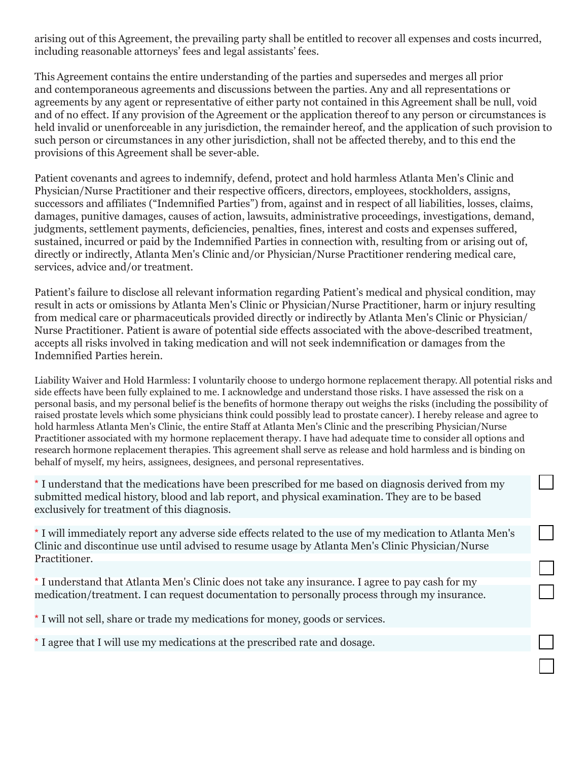arising out of this Agreement, the prevailing party shall be entitled to recover all expenses and costs incurred, including reasonable attorneys' fees and legal assistants' fees.

This Agreement contains the entire understanding of the parties and supersedes and merges all prior and contemporaneous agreements and discussions between the parties. Any and all representations or agreements by any agent or representative of either party not contained in this Agreement shall be null, void and of no effect. If any provision of the Agreement or the application thereof to any person or circumstances is held invalid or unenforceable in any jurisdiction, the remainder hereof, and the application of such provision to such person or circumstances in any other jurisdiction, shall not be affected thereby, and to this end the provisions of this Agreement shall be sever-able.

Patient covenants and agrees to indemnify, defend, protect and hold harmless Atlanta Men's Clinic and Physician/Nurse Practitioner and their respective officers, directors, employees, stockholders, assigns, successors and affiliates ("Indemnified Parties") from, against and in respect of all liabilities, losses, claims, damages, punitive damages, causes of action, lawsuits, administrative proceedings, investigations, demand, judgments, settlement payments, deficiencies, penalties, fines, interest and costs and expenses suffered, sustained, incurred or paid by the Indemnified Parties in connection with, resulting from or arising out of, directly or indirectly, Atlanta Men's Clinic and/or Physician/Nurse Practitioner rendering medical care, services, advice and/or treatment.

Patient's failure to disclose all relevant information regarding Patient's medical and physical condition, may result in acts or omissions by Atlanta Men's Clinic or Physician/Nurse Practitioner, harm or injury resulting from medical care or pharmaceuticals provided directly or indirectly by Atlanta Men's Clinic or Physician/ Nurse Practitioner. Patient is aware of potential side effects associated with the above-described treatment, accepts all risks involved in taking medication and will not seek indemnification or damages from the Indemnified Parties herein.

Liability Waiver and Hold Harmless: I voluntarily choose to undergo hormone replacement therapy. All potential risks and side effects have been fully explained to me. I acknowledge and understand those risks. I have assessed the risk on a personal basis, and my personal belief is the benefits of hormone therapy out weighs the risks (including the possibility of raised prostate levels which some physicians think could possibly lead to prostate cancer). I hereby release and agree to hold harmless Atlanta Men's Clinic, the entire Staff at Atlanta Men's Clinic and the prescribing Physician/Nurse Practitioner associated with my hormone replacement therapy. I have had adequate time to consider all options and research hormone replacement therapies. This agreement shall serve as release and hold harmless and is binding on behalf of myself, my heirs, assignees, designees, and personal representatives.

- [ ] * I understand that the medications have been prescribed for me based on diagnosis derived from my submitted medical history, blood and lab report, and physical examination. They are to be based exclusively for treatment of this diagnosis.
- [ ] * I will immediately report any adverse side effects related to the use of my medication to Atlanta Men's Clinic and discontinue use until advised to resume usage by Atlanta Men's Clinic Physician/Nurse Practitioner.
- [ ] * I understand that Atlanta Men's Clinic does not take any insurance. I agree to pay cash for my medication/treatment. I can request documentation to personally process through my insurance.
- [ ] * I will not sell, share or trade my medications for money, goods or services.
- [ ] * I agree that I will use my medications at the prescribed rate and dosage.
- [ ]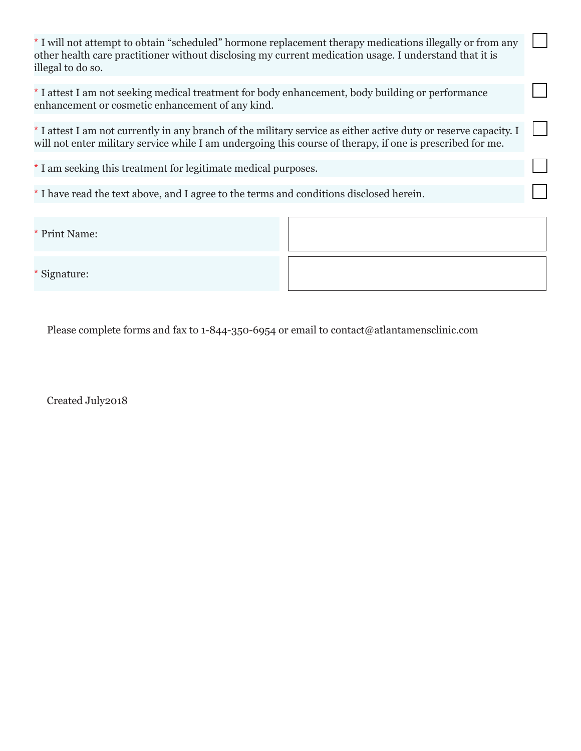- [ ] * I will not attempt to obtain "scheduled" hormone replacement therapy medications illegally or from any other health care practitioner without disclosing my current medication usage. I understand that it is illegal to do so.
- [ ] * I attest I am not seeking medical treatment for body enhancement, body building or performance enhancement or cosmetic enhancement of any kind.
- [ ] * I attest I am not currently in any branch of the military service as either active duty or reserve capacity. I will not enter military service while I am undergoing this course of therapy, if one is prescribed for me.
- [ ] * I am seeking this treatment for legitimate medical purposes.
- [ ] * I have read the text above, and I agree to the terms and conditions disclosed herein.

| | |
|---|---|
| * Print Name: | |
| * Signature: | |

Please complete forms and fax to 1-844-350-6954 or email to contact@atlantamensclinic.com

Created July2018